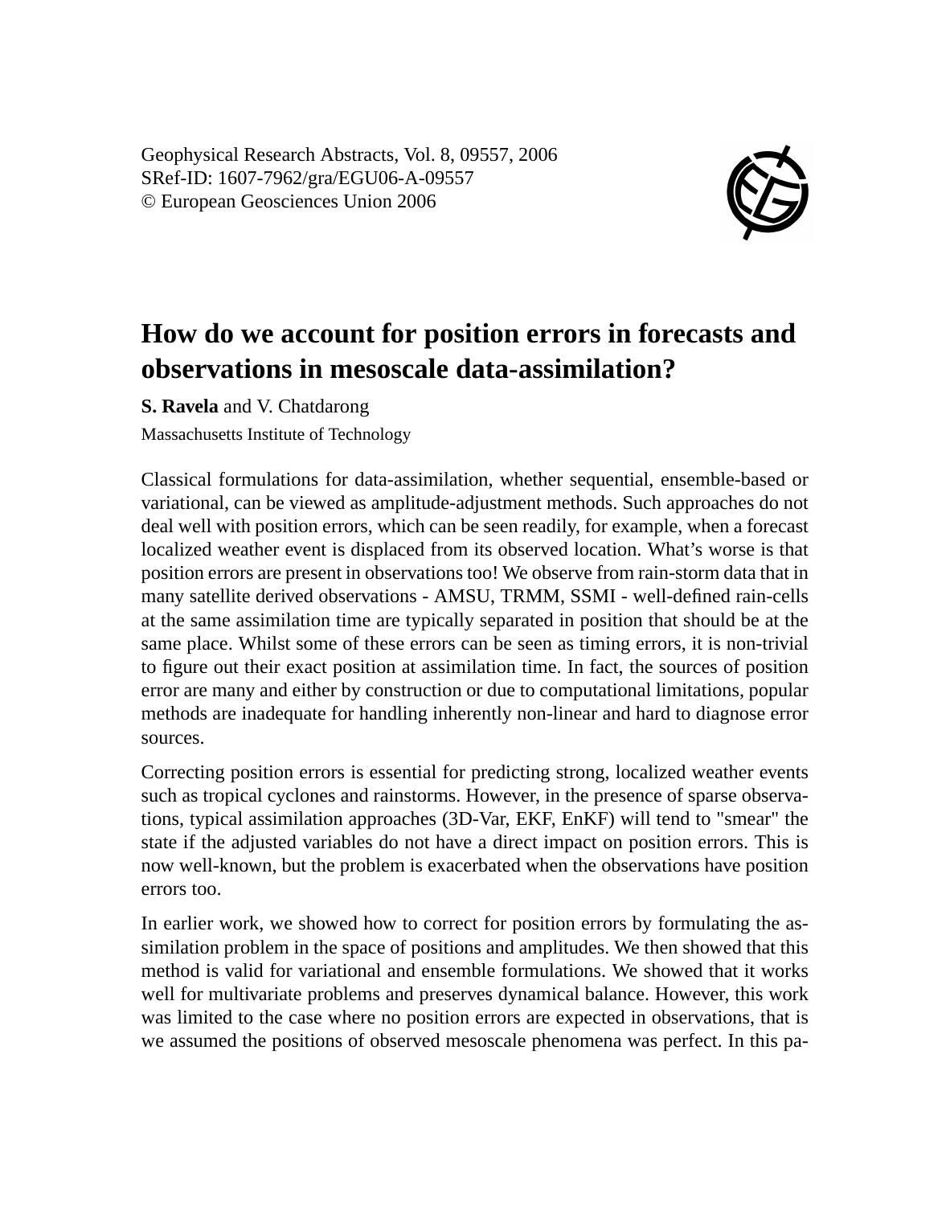Geophysical Research Abstracts, Vol. 8, 09557, 2006
SRef-ID: 1607-7962/gra/EGU06-A-09557
© European Geosciences Union 2006

# How do we account for position errors in forecasts and observations in mesoscale data-assimilation?

**S. Ravela** and V. Chatdarong

Massachusetts Institute of Technology

Classical formulations for data-assimilation, whether sequential, ensemble-based or variational, can be viewed as amplitude-adjustment methods. Such approaches do not deal well with position errors, which can be seen readily, for example, when a forecast localized weather event is displaced from its observed location. What's worse is that position errors are present in observations too! We observe from rain-storm data that in many satellite derived observations - AMSU, TRMM, SSMI - well-defined rain-cells at the same assimilation time are typically separated in position that should be at the same place. Whilst some of these errors can be seen as timing errors, it is non-trivial to figure out their exact position at assimilation time. In fact, the sources of position error are many and either by construction or due to computational limitations, popular methods are inadequate for handling inherently non-linear and hard to diagnose error sources.

Correcting position errors is essential for predicting strong, localized weather events such as tropical cyclones and rainstorms. However, in the presence of sparse observations, typical assimilation approaches (3D-Var, EKF, EnKF) will tend to "smear" the state if the adjusted variables do not have a direct impact on position errors. This is now well-known, but the problem is exacerbated when the observations have position errors too.

In earlier work, we showed how to correct for position errors by formulating the assimilation problem in the space of positions and amplitudes. We then showed that this method is valid for variational and ensemble formulations. We showed that it works well for multivariate problems and preserves dynamical balance. However, this work was limited to the case where no position errors are expected in observations, that is we assumed the positions of observed mesoscale phenomena was perfect. In this pa-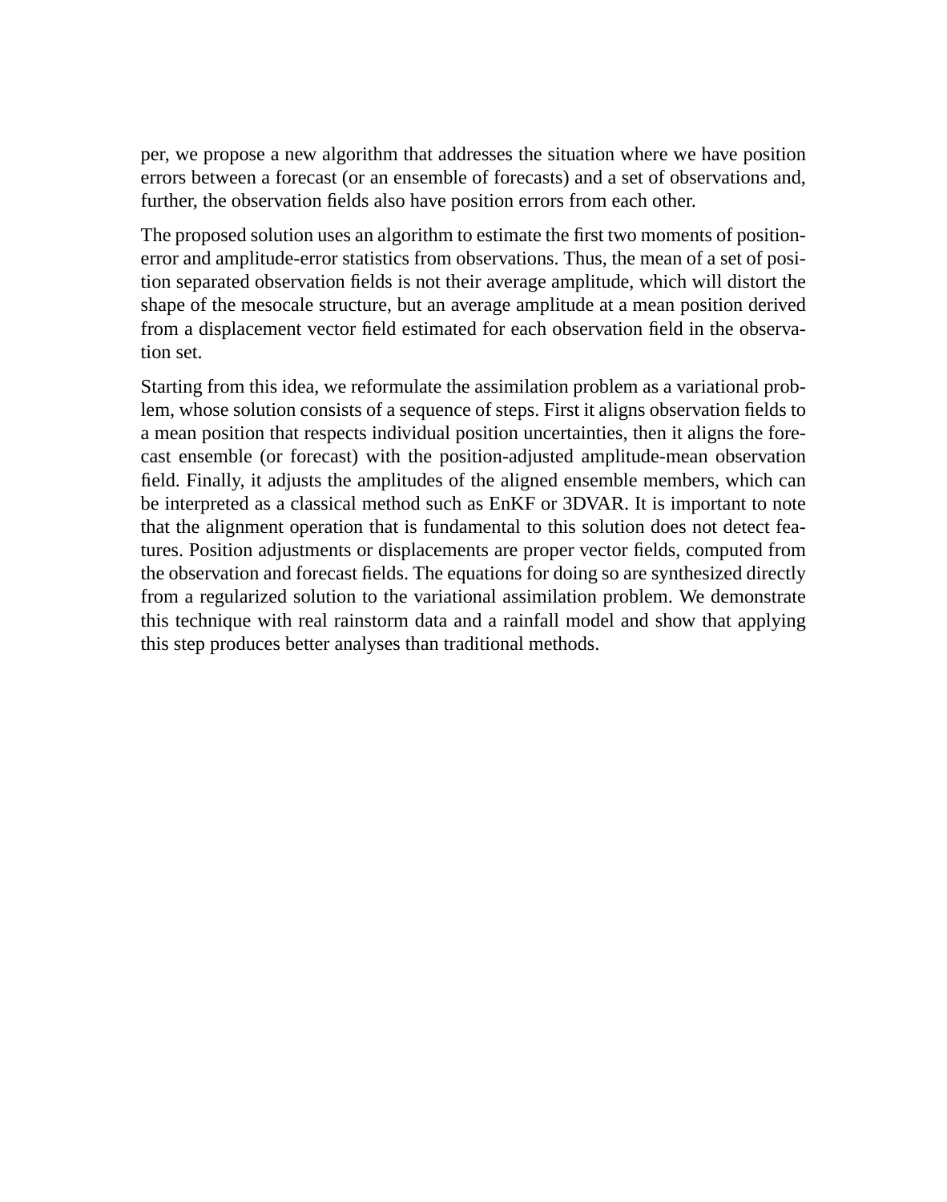per, we propose a new algorithm that addresses the situation where we have position errors between a forecast (or an ensemble of forecasts) and a set of observations and, further, the observation fields also have position errors from each other.

The proposed solution uses an algorithm to estimate the first two moments of position-error and amplitude-error statistics from observations. Thus, the mean of a set of position separated observation fields is not their average amplitude, which will distort the shape of the mesocale structure, but an average amplitude at a mean position derived from a displacement vector field estimated for each observation field in the observation set.

Starting from this idea, we reformulate the assimilation problem as a variational problem, whose solution consists of a sequence of steps. First it aligns observation fields to a mean position that respects individual position uncertainties, then it aligns the forecast ensemble (or forecast) with the position-adjusted amplitude-mean observation field. Finally, it adjusts the amplitudes of the aligned ensemble members, which can be interpreted as a classical method such as EnKF or 3DVAR. It is important to note that the alignment operation that is fundamental to this solution does not detect features. Position adjustments or displacements are proper vector fields, computed from the observation and forecast fields. The equations for doing so are synthesized directly from a regularized solution to the variational assimilation problem. We demonstrate this technique with real rainstorm data and a rainfall model and show that applying this step produces better analyses than traditional methods.